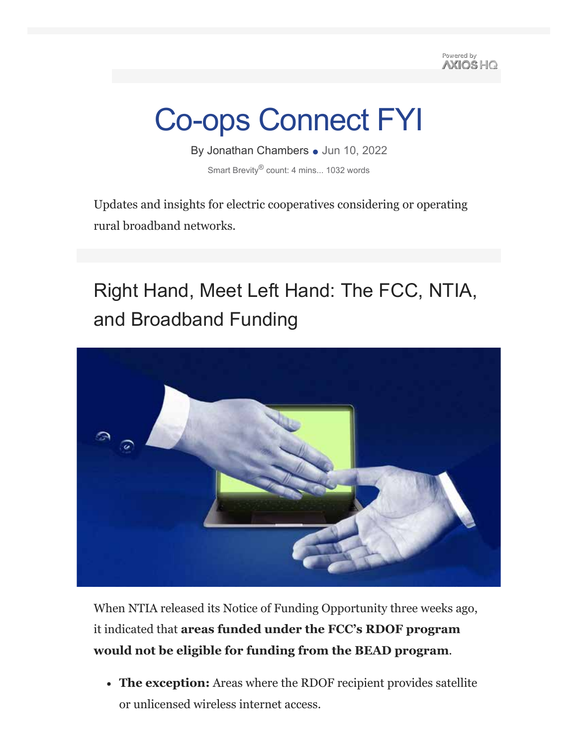Powered by AXIOS HQ

# Co-ops Connect FYI

By Jonathan Chambers • Jun 10, 2022

Smart Brevity® count: 4 mins... 1032 words

Updates and insights for electric cooperatives considering or operating rural broadband networks.

## Right Hand, Meet Left Hand: The FCC, NTIA, and Broadband Funding

When NTIA released its Notice of Funding Opportunity three weeks ago, it indicated that **areas funded under the FCC's RDOF program would not be eligible for funding from the BEAD program**.

- **The exception:** Areas where the RDOF recipient provides satellite or unlicensed wireless internet access.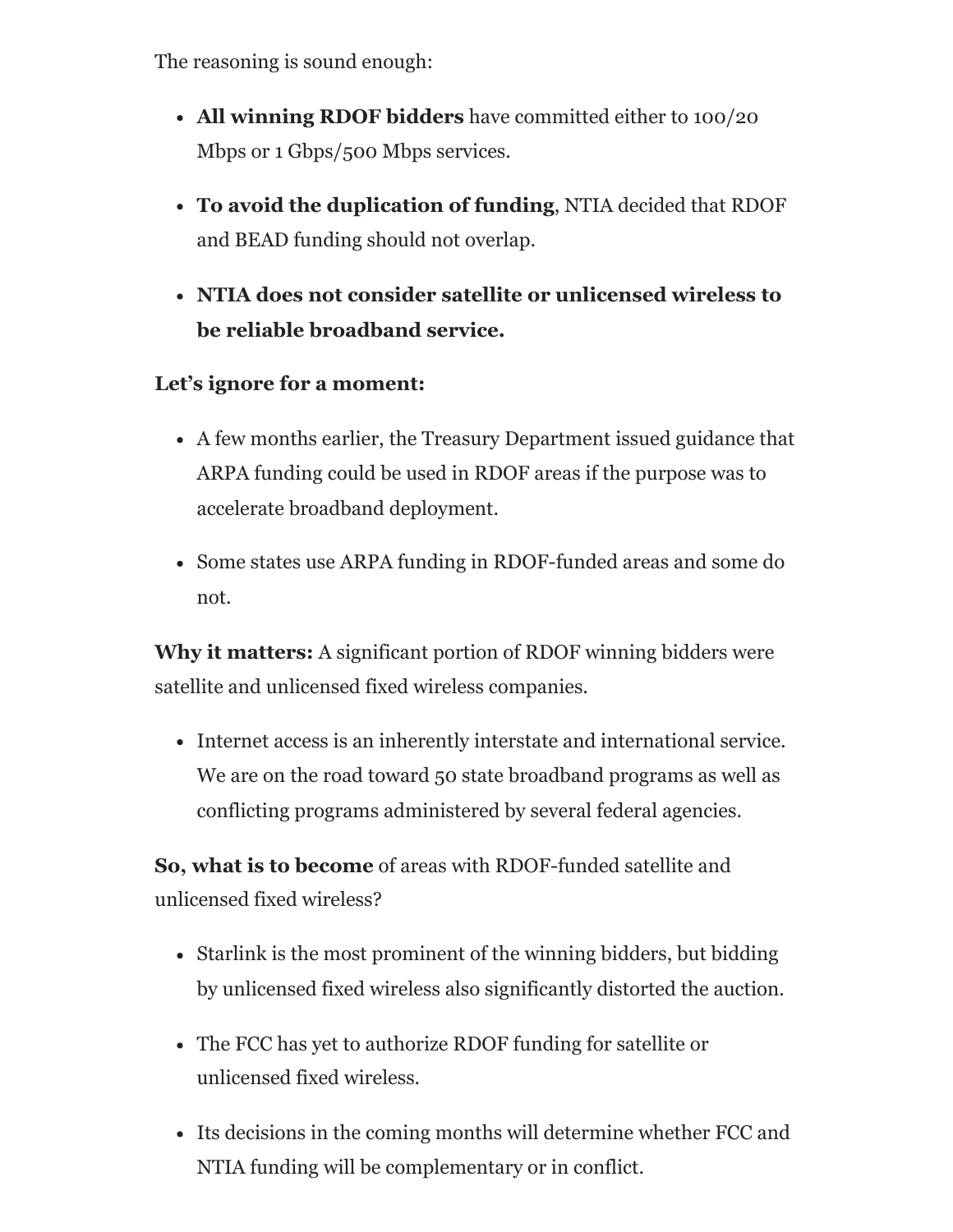The reasoning is sound enough:

- **All winning RDOF bidders** have committed either to 100/20 Mbps or 1 Gbps/500 Mbps services.
- **To avoid the duplication of funding**, NTIA decided that RDOF and BEAD funding should not overlap.
- **NTIA does not consider satellite or unlicensed wireless to be reliable broadband service.**

**Let's ignore for a moment:**

- A few months earlier, the Treasury Department issued guidance that ARPA funding could be used in RDOF areas if the purpose was to accelerate broadband deployment.
- Some states use ARPA funding in RDOF-funded areas and some do not.

**Why it matters:** A significant portion of RDOF winning bidders were satellite and unlicensed fixed wireless companies.

- Internet access is an inherently interstate and international service. We are on the road toward 50 state broadband programs as well as conflicting programs administered by several federal agencies.

**So, what is to become** of areas with RDOF-funded satellite and unlicensed fixed wireless?

- Starlink is the most prominent of the winning bidders, but bidding by unlicensed fixed wireless also significantly distorted the auction.
- The FCC has yet to authorize RDOF funding for satellite or unlicensed fixed wireless.
- Its decisions in the coming months will determine whether FCC and NTIA funding will be complementary or in conflict.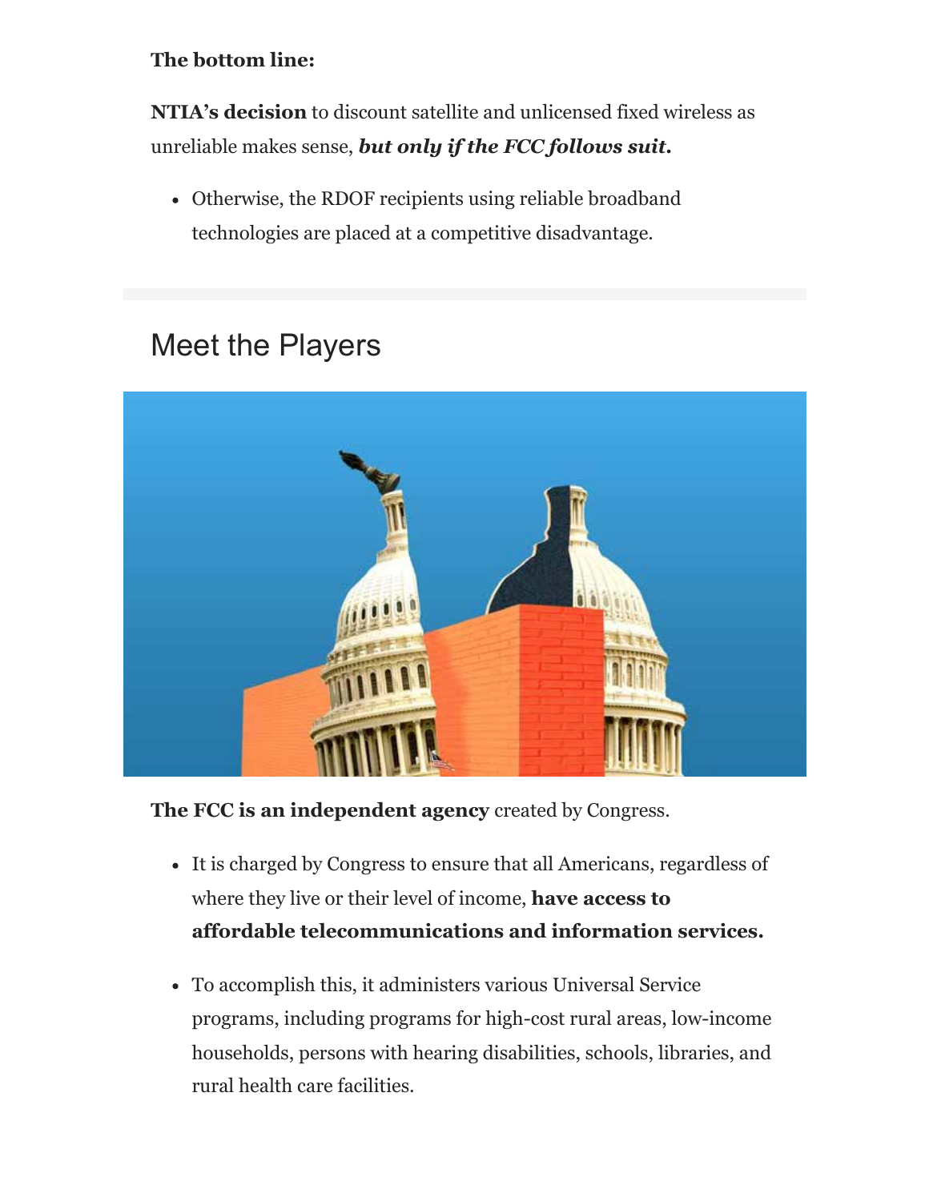**The bottom line:**

**NTIA's decision** to discount satellite and unlicensed fixed wireless as unreliable makes sense, ***but only if the FCC follows suit.***

- Otherwise, the RDOF recipients using reliable broadband technologies are placed at a competitive disadvantage.

## Meet the Players

**The FCC is an independent agency** created by Congress.

- It is charged by Congress to ensure that all Americans, regardless of where they live or their level of income, **have access to affordable telecommunications and information services.**

- To accomplish this, it administers various Universal Service programs, including programs for high-cost rural areas, low-income households, persons with hearing disabilities, schools, libraries, and rural health care facilities.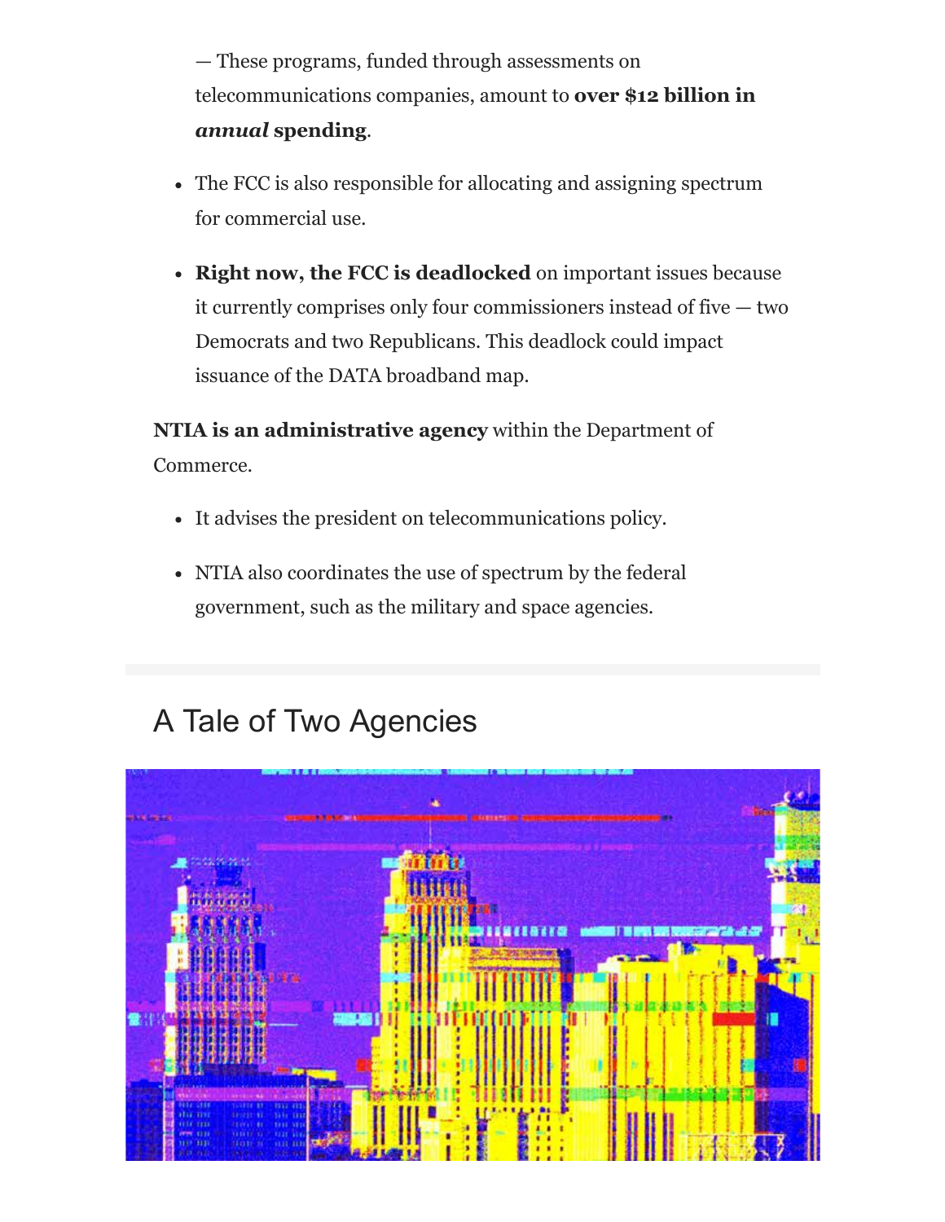— These programs, funded through assessments on telecommunications companies, amount to **over $12 billion in *annual* spending**.

- The FCC is also responsible for allocating and assigning spectrum for commercial use.
- **Right now, the FCC is deadlocked** on important issues because it currently comprises only four commissioners instead of five — two Democrats and two Republicans. This deadlock could impact issuance of the DATA broadband map.

**NTIA is an administrative agency** within the Department of Commerce.

- It advises the president on telecommunications policy.
- NTIA also coordinates the use of spectrum by the federal government, such as the military and space agencies.

## A Tale of Two Agencies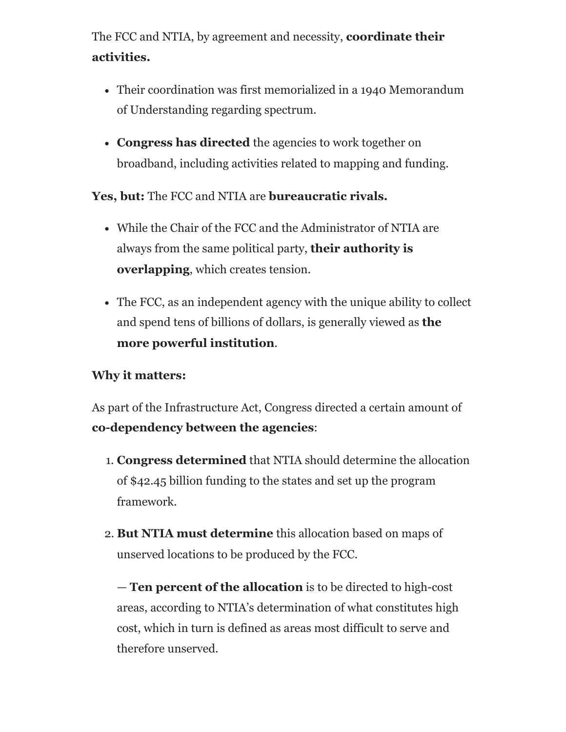The FCC and NTIA, by agreement and necessity, **coordinate their activities.**

- Their coordination was first memorialized in a 1940 Memorandum of Understanding regarding spectrum.
- **Congress has directed** the agencies to work together on broadband, including activities related to mapping and funding.

**Yes, but:** The FCC and NTIA are **bureaucratic rivals.**

- While the Chair of the FCC and the Administrator of NTIA are always from the same political party, **their authority is overlapping**, which creates tension.
- The FCC, as an independent agency with the unique ability to collect and spend tens of billions of dollars, is generally viewed as **the more powerful institution**.

**Why it matters:**

As part of the Infrastructure Act, Congress directed a certain amount of **co-dependency between the agencies**:

1. **Congress determined** that NTIA should determine the allocation of $42.45 billion funding to the states and set up the program framework.
2. **But NTIA must determine** this allocation based on maps of unserved locations to be produced by the FCC.

   — **Ten percent of the allocation** is to be directed to high-cost areas, according to NTIA's determination of what constitutes high cost, which in turn is defined as areas most difficult to serve and therefore unserved.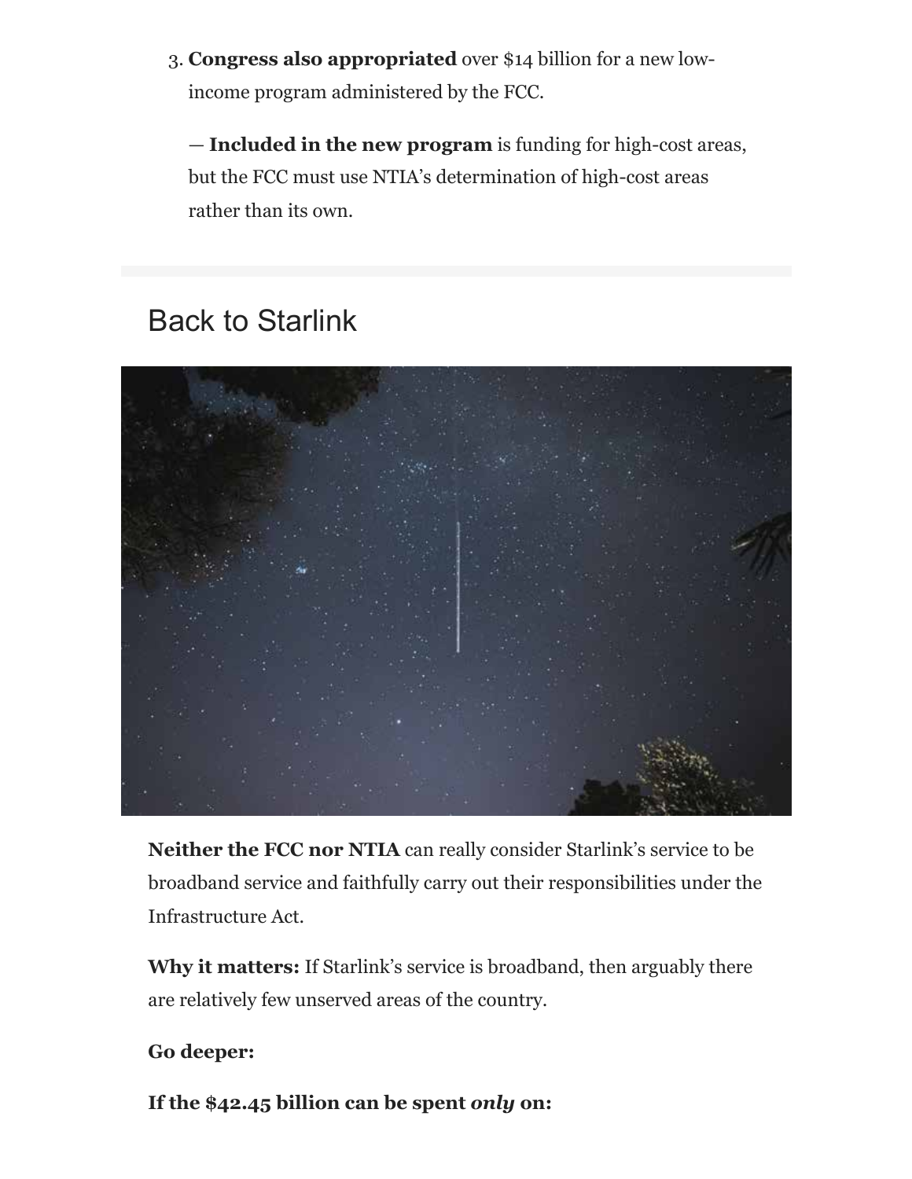3. **Congress also appropriated** over $14 billion for a new low-income program administered by the FCC.

   — **Included in the new program** is funding for high-cost areas, but the FCC must use NTIA's determination of high-cost areas rather than its own.

## Back to Starlink

**Neither the FCC nor NTIA** can really consider Starlink's service to be broadband service and faithfully carry out their responsibilities under the Infrastructure Act.

**Why it matters:** If Starlink's service is broadband, then arguably there are relatively few unserved areas of the country.

**Go deeper:**

**If the $42.45 billion can be spent *only* on:**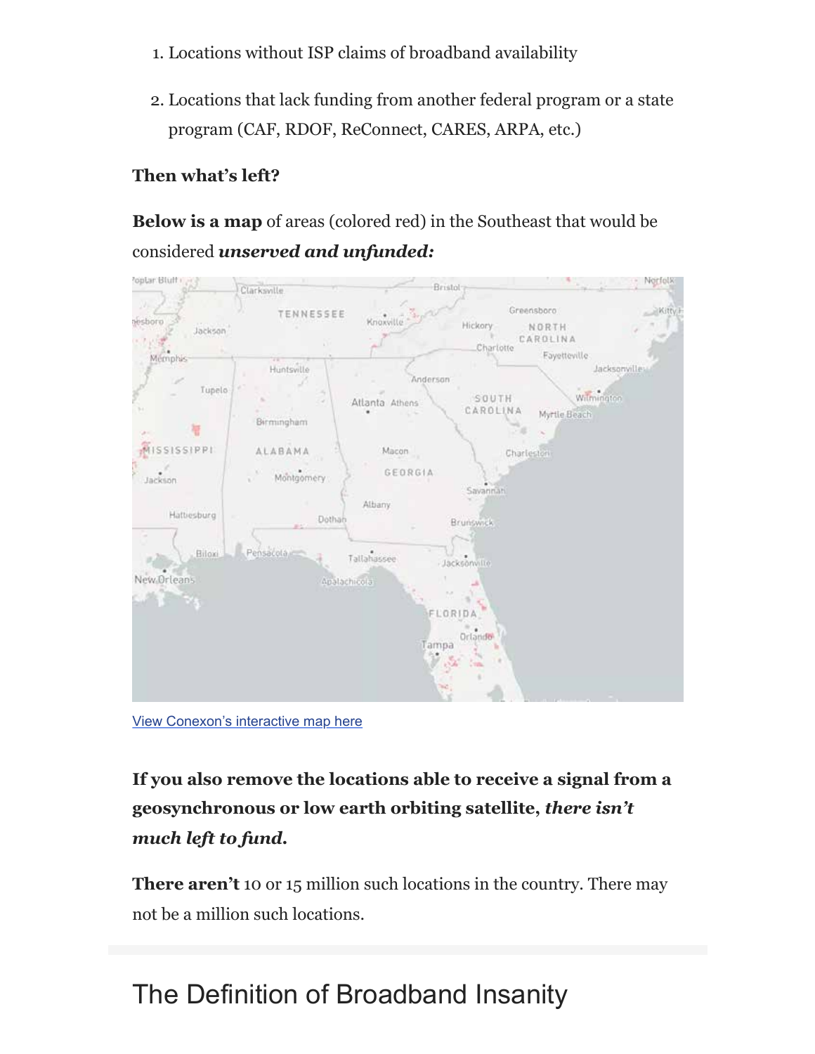1. Locations without ISP claims of broadband availability
2. Locations that lack funding from another federal program or a state program (CAF, RDOF, ReConnect, CARES, ARPA, etc.)

**Then what's left?**

**Below is a map** of areas (colored red) in the Southeast that would be considered ***unserved and unfunded:***

View Conexon's interactive map here

**If you also remove the locations able to receive a signal from a geosynchronous or low earth orbiting satellite, *there isn't much left to fund.***

**There aren't** 10 or 15 million such locations in the country. There may not be a million such locations.

# The Definition of Broadband Insanity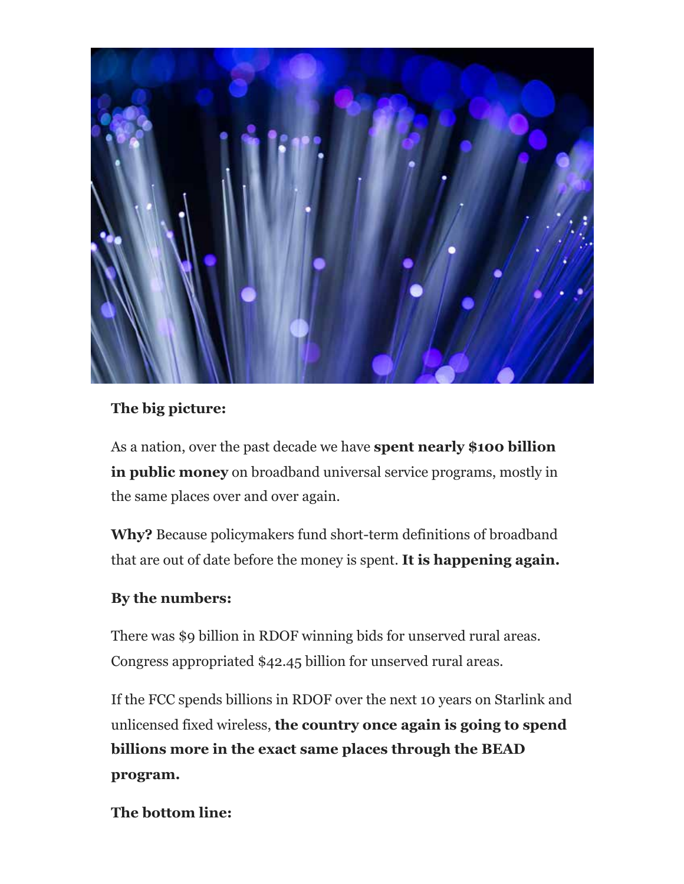**The big picture:**

As a nation, over the past decade we have **spent nearly $100 billion in public money** on broadband universal service programs, mostly in the same places over and over again.

**Why?** Because policymakers fund short-term definitions of broadband that are out of date before the money is spent. **It is happening again.**

**By the numbers:**

There was $9 billion in RDOF winning bids for unserved rural areas. Congress appropriated $42.45 billion for unserved rural areas.

If the FCC spends billions in RDOF over the next 10 years on Starlink and unlicensed fixed wireless, **the country once again is going to spend billions more in the exact same places through the BEAD program.**

**The bottom line:**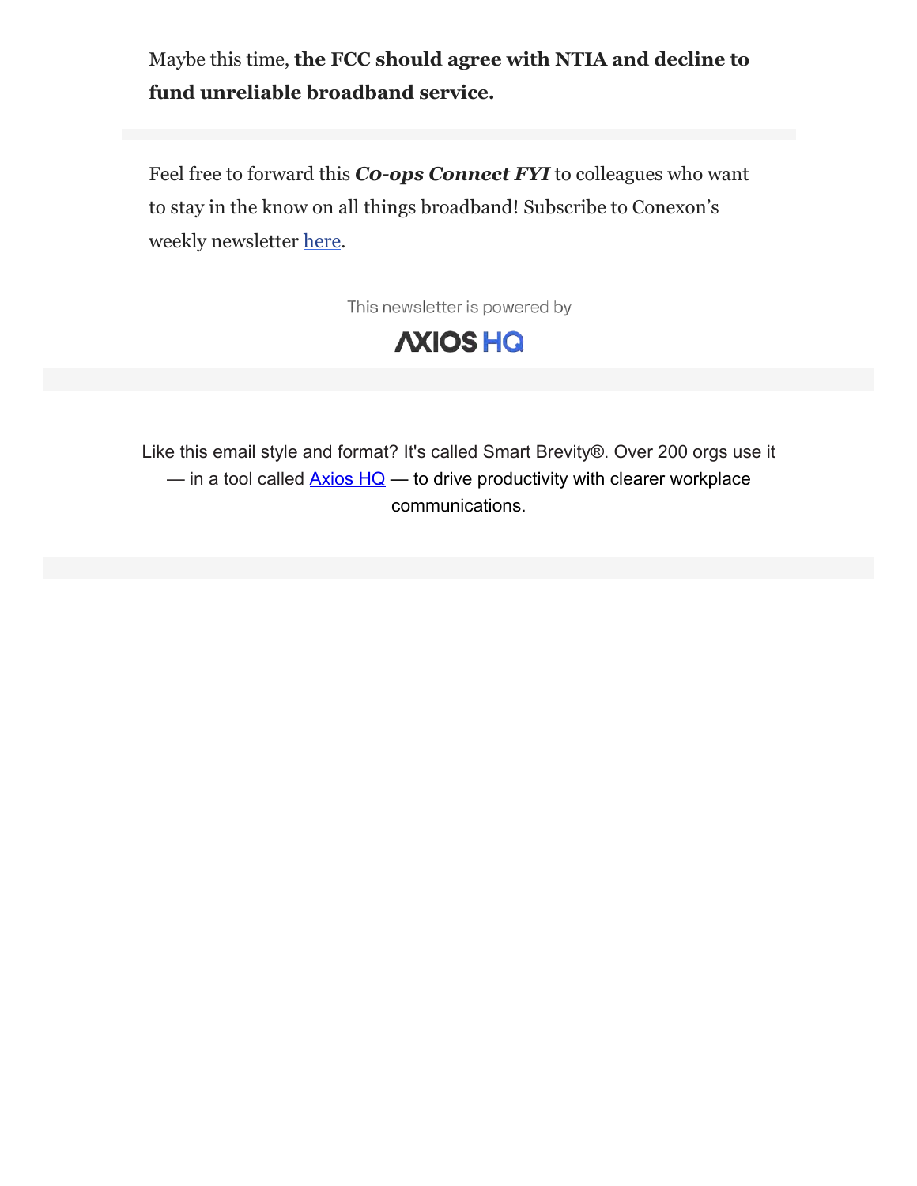Maybe this time, **the FCC should agree with NTIA and decline to fund unreliable broadband service.**

Feel free to forward this ***Co-ops Connect FYI*** to colleagues who want to stay in the know on all things broadband! Subscribe to Conexon's weekly newsletter here.

This newsletter is powered by

AXIOS HQ

Like this email style and format? It's called Smart Brevity®. Over 200 orgs use it — in a tool called Axios HQ — to drive productivity with clearer workplace communications.